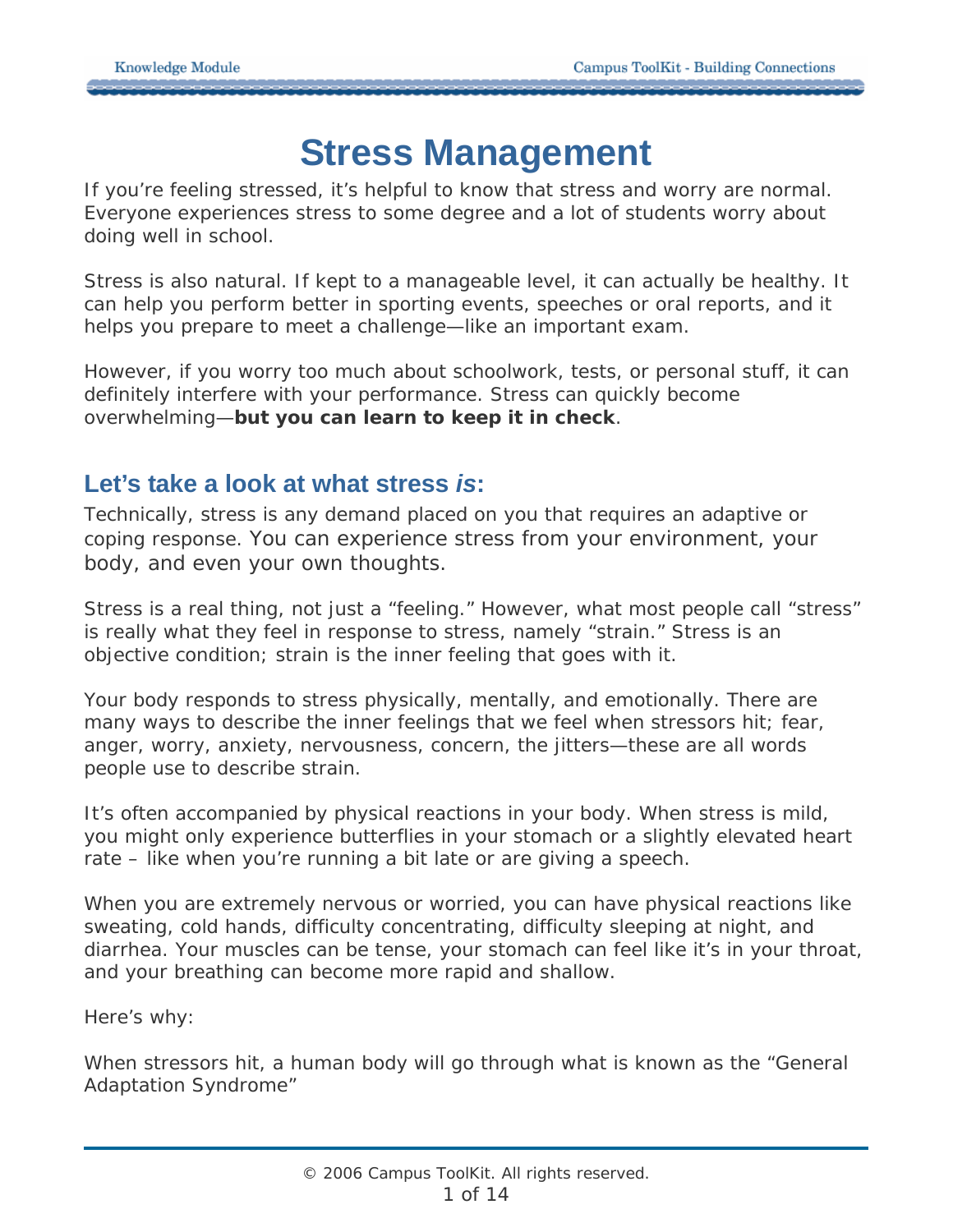# Stress Management

If you're feeling stressed, it's helpful to know that stress and worry are normal. Everyone experiences stress to some degree and a lot of students worry about doing well in school.

Stress is also natural. If kept to a manageable level, it can actually be healthy. It can help you perform better in sporting events, speeches or oral reports, and it helps you prepare to meet a challenge—like an important exam.

However, if you worry too much about schoolwork, tests, or personal stuff, it can definitely interfere with your performance. Stress can quickly become overwhelming—**but you can learn to keep it in check**.

## Let's take a look at what stress *is*:

Technically, stress is any demand placed on you that requires an adaptive or coping response. You can experience stress from your environment, your body, and even your own thoughts.

Stress is a real thing, not just a "feeling." However, what most people call "stress" is really what they feel in response to stress, namely "strain." Stress is an objective condition; strain is the inner feeling that goes with it.

Your body responds to stress physically, mentally, and emotionally. There are many ways to describe the inner feelings that we feel when stressors hit; fear, anger, worry, anxiety, nervousness, concern, the jitters—these are all words people use to describe strain.

It's often accompanied by physical reactions in your body. When stress is mild, you might only experience butterflies in your stomach or a slightly elevated heart rate – like when you're running a bit late or are giving a speech.

When you are extremely nervous or worried, you can have physical reactions like sweating, cold hands, difficulty concentrating, difficulty sleeping at night, and diarrhea. Your muscles can be tense, your stomach can feel like it's in your throat, and your breathing can become more rapid and shallow.

Here's why:

When stressors hit, a human body will go through what is known as the "General Adaptation Syndrome"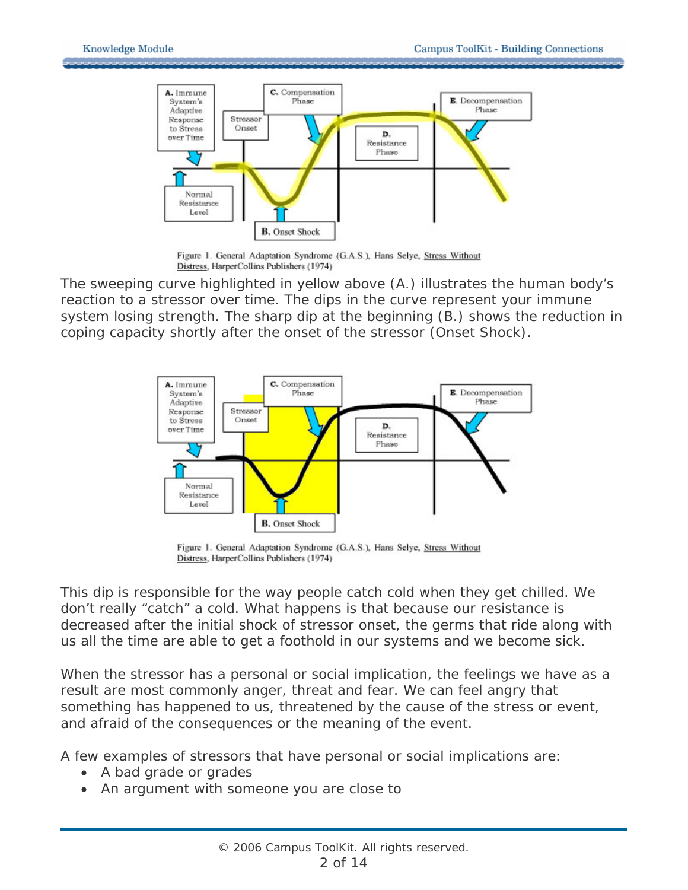Figure 1. General Adaptation Syndrome (G.A.S.), Hans Selye, Stress Without Distress, HarperCollins Publishers (1974)

The sweeping curve highlighted in yellow above (A.) illustrates the human body's reaction to a stressor over time. The dips in the curve represent your immune system losing strength. The sharp dip at the beginning (B.) shows the reduction in coping capacity shortly after the onset of the stressor (Onset Shock).

Figure 1. General Adaptation Syndrome (G.A.S.), Hans Selye, Stress Without Distress, HarperCollins Publishers (1974)

This dip is responsible for the way people catch cold when they get chilled. We don't really "catch" a cold. What happens is that because our resistance is decreased after the initial shock of stressor onset, the germs that ride along with us all the time are able to get a foothold in our systems and we become sick.

When the stressor has a personal or social implication, the feelings we have as a result are most commonly anger, threat and fear. We can feel angry that something has happened to us, threatened by the cause of the stress or event, and afraid of the consequences or the meaning of the event.

A few examples of stressors that have personal or social implications are:

- A bad grade or grades
- An argument with someone you are close to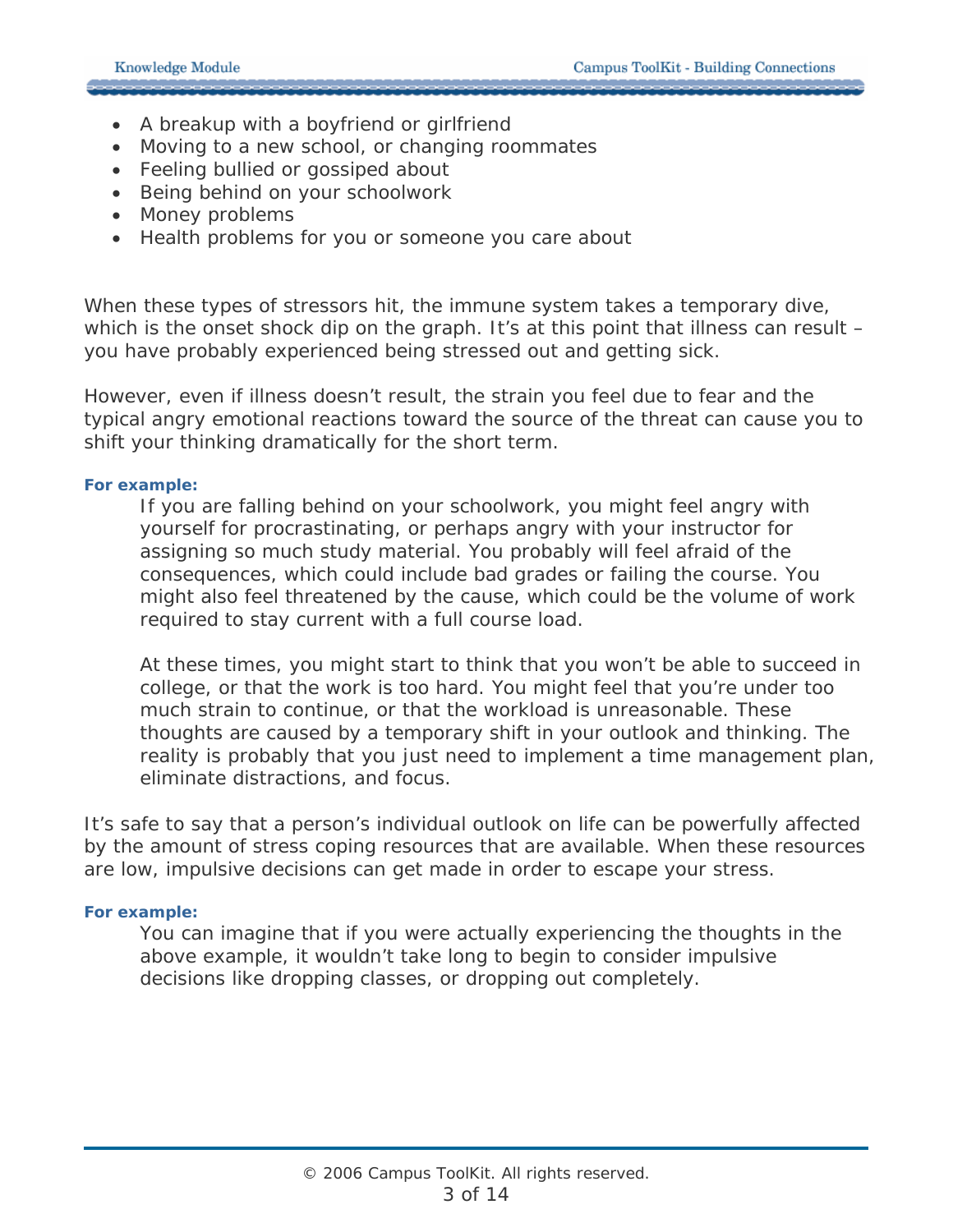- A breakup with a boyfriend or girlfriend
- Moving to a new school, or changing roommates
- Feeling bullied or gossiped about
- Being behind on your schoolwork
- Money problems
- Health problems for you or someone you care about

When these types of stressors hit, the immune system takes a temporary dive, which is the onset shock dip on the graph. It's at this point that illness can result – you have probably experienced being stressed out and getting sick.

However, even if illness doesn't result, the strain you feel due to fear and the typical angry emotional reactions toward the source of the threat can cause you to shift your thinking dramatically for the short term.

**For example:**

> If you are falling behind on your schoolwork, you might feel angry with yourself for procrastinating, or perhaps angry with your instructor for assigning so much study material. You probably will feel afraid of the consequences, which could include bad grades or failing the course. You might also feel threatened by the cause, which could be the volume of work required to stay current with a full course load.
>
> At these times, you might start to think that you won't be able to succeed in college, or that the work is too hard. You might feel that you're under too much strain to continue, or that the workload is unreasonable. These thoughts are caused by a temporary shift in your outlook and thinking. The reality is probably that you just need to implement a time management plan, eliminate distractions, and focus.

It's safe to say that a person's individual outlook on life can be powerfully affected by the amount of stress coping resources that are available. When these resources are low, impulsive decisions can get made in order to escape your stress.

**For example:**

> You can imagine that if you were actually experiencing the thoughts in the above example, it wouldn't take long to begin to consider impulsive decisions like dropping classes, or dropping out completely.